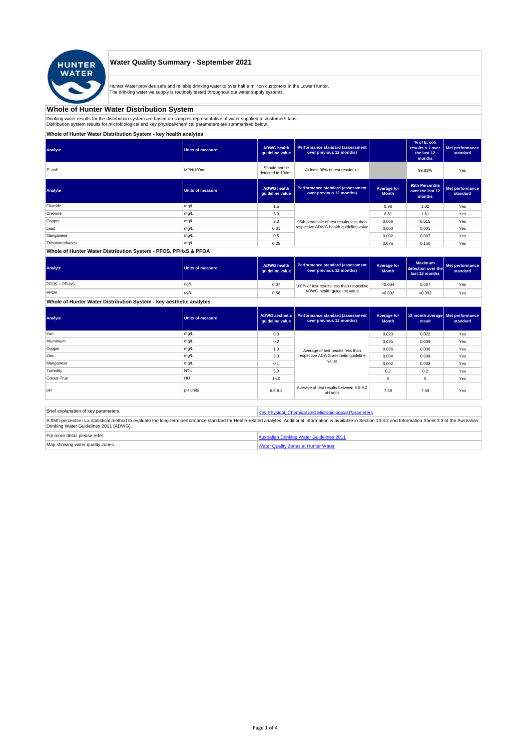# Water Quality Summary - September 2021

Hunter Water provides safe and reliable drinking water to over half a million customers in the Lower Hunter.
The drinking water we supply is routinely tested throughout our water supply systems.

## Whole of Hunter Water Distribution System

Drinking water results for the distribution system are based on samples representative of water supplied to customer's taps.
Distribution system results for microbiological and key physical/chemical parameters are summarised below.

### Whole of Hunter Water Distribution System - key health analytes

| Analyte | Units of measure | ADWG health guideline value | Performance standard (assessment over previous 12 months) | | % of E. coli results < 1 over the last 12 months | Met performance standard |
|---|---|---|---|---|---|---|
| *E. coli* | MPN/100mL | Should not be detected in 100mL | At least 98% of test results <1 | | 99.83% | Yes |

| Analyte | Units of measure | ADWG health guideline value | Performance standard (assessment over previous 12 months) | Average for Month | 95th Percentile over the last 12 months | Met performance standard |
|---|---|---|---|---|---|---|
| Fluoride | mg/L | 1.5 | 95th percentile of test results less than respective ADWG health guideline value | 0.98 | 1.02 | Yes |
| Chlorine | mg/L | 5.0 | | 0.81 | 1.61 | Yes |
| Copper | mg/L | 2.0 | | 0.006 | 0.015 | Yes |
| Lead | mg/L | 0.01 | | 0.000 | 0.001 | Yes |
| Manganese | mg/L | 0.5 | | 0.002 | 0.007 | Yes |
| Trihalomethanes | mg/L | 0.25 | | 0.076 | 0.150 | Yes |

### Whole of Hunter Water Distribution System - PFOS, PFHxS & PFOA

| Analyte | Units of measure | ADWG health guideline value | Performance standard (assessment over previous 12 months) | Average for Month | Maximum detection over the last 12 months | Met performance standard |
|---|---|---|---|---|---|---|
| PFOS + PFHxS | ug/L | 0.07 | 100% of test results less than respective ADWG health guideline value | <0.004 | 0.007 | Yes |
| PFOA | ug/L | 0.56 | | <0.002 | <0.002 | Yes |

### Whole of Hunter Water Distribution System - key aesthetic analytes

| Analyte | Units of measure | ADWG aesthetic guideline value | Performance standard (assessment over previous 12 months) | Average for Month | 12 month average result | Met performance standard |
|---|---|---|---|---|---|---|
| Iron | mg/L | 0.3 | Average of test results less than respective ADWG aesthetic guideline value | 0.020 | 0.022 | Yes |
| Aluminium | mg/L | 0.2 | | 0.035 | 0.039 | Yes |
| Copper | mg/L | 1.0 | | 0.006 | 0.006 | Yes |
| Zinc | mg/L | 3.0 | | 0.004 | 0.004 | Yes |
| Manganese | mg/L | 0.1 | | 0.002 | 0.003 | Yes |
| Turbidity | NTU | 5.0 | | 0.2 | 0.2 | Yes |
| Colour-True | HU | 15.0 | | 5 | 5 | Yes |
| pH | pH units | 6.5-9.2 | Average of test results between 6.5-9.2 pH units | 7.59 | 7.58 | Yes |

| | |
|---|---|
| Brief explanation of key parameters: | Key Physical, Chemical and Microbiological Parameters |
| A 95th percentile is a statistical method to evaluate the long-term performance standard for Health-related analytes. Additional information is available in Section 10.3.2 and Information Sheet 3.3 of the Australian Drinking Water Guidelines 2011 (ADWG). | |
| For more detail please refer: | Australian Drinking Water Guidelines 2011 |
| Map showing water quality zones: | Water Quality Zones at Hunter Water |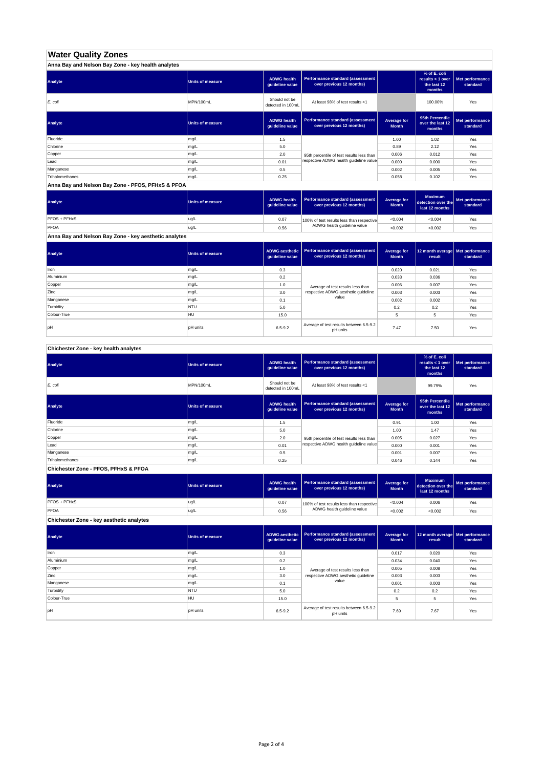# Water Quality Zones

## Anna Bay and Nelson Bay Zone - key health analytes

| Analyte | Units of measure | ADWG health guideline value | Performance standard (assessment over previous 12 months) | | % of E. coli results < 1 over the last 12 months | Met performance standard |
|---|---|---|---|---|---|---|
| *E. coli* | MPN/100mL | Should not be detected in 100mL | At least 98% of test results <1 | | 100.00% | Yes |

| Analyte | Units of measure | ADWG health guideline value | Performance standard (assessment over previous 12 months) | Average for Month | 95th Percentile over the last 12 months | Met performance standard |
|---|---|---|---|---|---|---|
| Fluoride | mg/L | 1.5 | 95th percentile of test results less than respective ADWG health guideline value | 1.00 | 1.02 | Yes |
| Chlorine | mg/L | 5.0 | | 0.89 | 2.12 | Yes |
| Copper | mg/L | 2.0 | | 0.006 | 0.012 | Yes |
| Lead | mg/L | 0.01 | | 0.000 | 0.000 | Yes |
| Manganese | mg/L | 0.5 | | 0.002 | 0.005 | Yes |
| Trihalomethanes | mg/L | 0.25 | | 0.058 | 0.102 | Yes |

## Anna Bay and Nelson Bay Zone - PFOS, PFHxS & PFOA

| Analyte | Units of measure | ADWG health guideline value | Performance standard (assessment over previous 12 months) | Average for Month | Maximum detection over the last 12 months | Met performance standard |
|---|---|---|---|---|---|---|
| PFOS + PFHxS | ug/L | 0.07 | 100% of test results less than respective ADWG health guideline value | <0.004 | <0.004 | Yes |
| PFOA | ug/L | 0.56 | | <0.002 | <0.002 | Yes |

## Anna Bay and Nelson Bay Zone - key aesthetic analytes

| Analyte | Units of measure | ADWG aesthetic guideline value | Performance standard (assessment over previous 12 months) | Average for Month | 12 month average result | Met performance standard |
|---|---|---|---|---|---|---|
| Iron | mg/L | 0.3 | Average of test results less than respective ADWG aesthetic guideline value | 0.020 | 0.021 | Yes |
| Aluminium | mg/L | 0.2 | | 0.033 | 0.036 | Yes |
| Copper | mg/L | 1.0 | | 0.006 | 0.007 | Yes |
| Zinc | mg/L | 3.0 | | 0.003 | 0.003 | Yes |
| Manganese | mg/L | 0.1 | | 0.002 | 0.002 | Yes |
| Turbidity | NTU | 5.0 | | 0.2 | 0.2 | Yes |
| Colour-True | HU | 15.0 | | 5 | 5 | Yes |
| pH | pH units | 6.5-9.2 | Average of test results between 6.5-9.2 pH units | 7.47 | 7.50 | Yes |

## Chichester Zone - key health analytes

| Analyte | Units of measure | ADWG health guideline value | Performance standard (assessment over previous 12 months) | | % of E. coli results < 1 over the last 12 months | Met performance standard |
|---|---|---|---|---|---|---|
| *E. coli* | MPN/100mL | Should not be detected in 100mL | At least 98% of test results <1 | | 99.79% | Yes |

| Analyte | Units of measure | ADWG health guideline value | Performance standard (assessment over previous 12 months) | Average for Month | 95th Percentile over the last 12 months | Met performance standard |
|---|---|---|---|---|---|---|
| Fluoride | mg/L | 1.5 | 95th percentile of test results less than respective ADWG health guideline value | 0.91 | 1.00 | Yes |
| Chlorine | mg/L | 5.0 | | 1.00 | 1.47 | Yes |
| Copper | mg/L | 2.0 | | 0.005 | 0.027 | Yes |
| Lead | mg/L | 0.01 | | 0.000 | 0.001 | Yes |
| Manganese | mg/L | 0.5 | | 0.001 | 0.007 | Yes |
| Trihalomethanes | mg/L | 0.25 | | 0.046 | 0.144 | Yes |

## Chichester Zone - PFOS, PFHxS & PFOA

| Analyte | Units of measure | ADWG health guideline value | Performance standard (assessment over previous 12 months) | Average for Month | Maximum detection over the last 12 months | Met performance standard |
|---|---|---|---|---|---|---|
| PFOS + PFHxS | ug/L | 0.07 | 100% of test results less than respective ADWG health guideline value | <0.004 | 0.006 | Yes |
| PFOA | ug/L | 0.56 | | <0.002 | <0.002 | Yes |

## Chichester Zone - key aesthetic analytes

| Analyte | Units of measure | ADWG aesthetic guideline value | Performance standard (assessment over previous 12 months) | Average for Month | 12 month average result | Met performance standard |
|---|---|---|---|---|---|---|
| Iron | mg/L | 0.3 | Average of test results less than respective ADWG aesthetic guideline value | 0.017 | 0.020 | Yes |
| Aluminium | mg/L | 0.2 | | 0.034 | 0.040 | Yes |
| Copper | mg/L | 1.0 | | 0.005 | 0.008 | Yes |
| Zinc | mg/L | 3.0 | | 0.003 | 0.003 | Yes |
| Manganese | mg/L | 0.1 | | 0.001 | 0.003 | Yes |
| Turbidity | NTU | 5.0 | | 0.2 | 0.2 | Yes |
| Colour-True | HU | 15.0 | | 5 | 5 | Yes |
| pH | pH units | 6.5-9.2 | Average of test results between 6.5-9.2 pH units | 7.69 | 7.67 | Yes |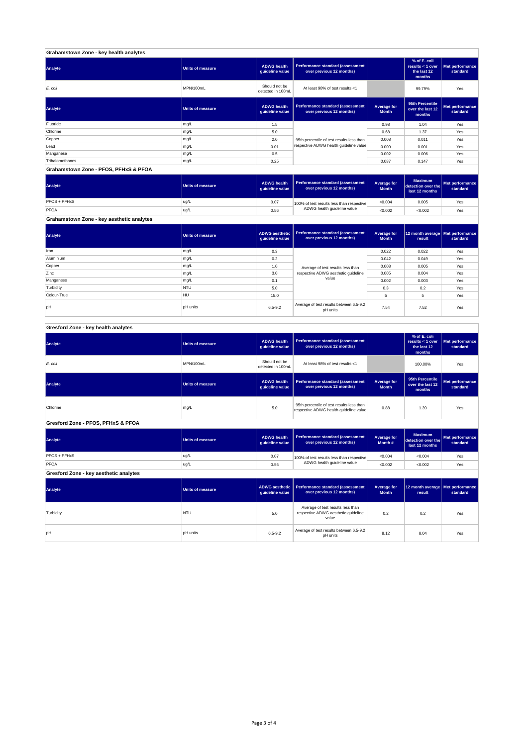## Grahamstown Zone - key health analytes

| Analyte | Units of measure | ADWG health guideline value | Performance standard (assessment over previous 12 months) | | % of E. coli results < 1 over the last 12 months | Met performance standard |
|---|---|---|---|---|---|---|
| *E. coli* | MPN/100mL | Should not be detected in 100mL | At least 98% of test results <1 | | 99.79% | Yes |

| Analyte | Units of measure | ADWG health guideline value | Performance standard (assessment over previous 12 months) | Average for Month | 95th Percentile over the last 12 months | Met performance standard |
|---|---|---|---|---|---|---|
| Fluoride | mg/L | 1.5 | 95th percentile of test results less than respective ADWG health guideline value | 0.98 | 1.04 | Yes |
| Chlorine | mg/L | 5.0 | | 0.68 | 1.37 | Yes |
| Copper | mg/L | 2.0 | | 0.008 | 0.011 | Yes |
| Lead | mg/L | 0.01 | | 0.000 | 0.001 | Yes |
| Manganese | mg/L | 0.5 | | 0.002 | 0.006 | Yes |
| Trihalomethanes | mg/L | 0.25 | | 0.087 | 0.147 | Yes |

## Grahamstown Zone - PFOS, PFHxS & PFOA

| Analyte | Units of measure | ADWG health guideline value | Performance standard (assessment over previous 12 months) | Average for Month | Maximum detection over the last 12 months | Met performance standard |
|---|---|---|---|---|---|---|
| PFOS + PFHxS | ug/L | 0.07 | 100% of test results less than respective ADWG health guideline value | <0.004 | 0.005 | Yes |
| PFOA | ug/L | 0.56 | | <0.002 | <0.002 | Yes |

## Grahamstown Zone - key aesthetic analytes

| Analyte | Units of measure | ADWG aesthetic guideline value | Performance standard (assessment over previous 12 months) | Average for Month | 12 month average result | Met performance standard |
|---|---|---|---|---|---|---|
| Iron | mg/L | 0.3 | Average of test results less than respective ADWG aesthetic guideline value | 0.022 | 0.022 | Yes |
| Aluminium | mg/L | 0.2 | | 0.042 | 0.049 | Yes |
| Copper | mg/L | 1.0 | | 0.008 | 0.005 | Yes |
| Zinc | mg/L | 3.0 | | 0.005 | 0.004 | Yes |
| Manganese | mg/L | 0.1 | | 0.002 | 0.003 | Yes |
| Turbidity | NTU | 5.0 | | 0.3 | 0.2 | Yes |
| Colour-True | HU | 15.0 | | 5 | 5 | Yes |
| pH | pH units | 6.5-9.2 | Average of test results between 6.5-9.2 pH units | 7.54 | 7.52 | Yes |

## Gresford Zone - key health analytes

| Analyte | Units of measure | ADWG health guideline value | Performance standard (assessment over previous 12 months) | | % of E. coli results < 1 over the last 12 months | Met performance standard |
|---|---|---|---|---|---|---|
| *E. coli* | MPN/100mL | Should not be detected in 100mL | At least 98% of test results <1 | | 100.00% | Yes |

| Analyte | Units of measure | ADWG health guideline value | Performance standard (assessment over previous 12 months) | Average for Month | 95th Percentile over the last 12 months | Met performance standard |
|---|---|---|---|---|---|---|
| Chlorine | mg/L | 5.0 | 95th percentile of test results less than respective ADWG health guideline value | 0.88 | 1.39 | Yes |

## Gresford Zone - PFOS, PFHxS & PFOA

| Analyte | Units of measure | ADWG health guideline value | Performance standard (assessment over previous 12 months) | Average for Month # | Maximum detection over the last 12 months | Met performance standard |
|---|---|---|---|---|---|---|
| PFOS + PFHxS | ug/L | 0.07 | 100% of test results less than respective ADWG health guideline value | <0.004 | <0.004 | Yes |
| PFOA | ug/L | 0.56 | | <0.002 | <0.002 | Yes |

## Gresford Zone - key aesthetic analytes

| Analyte | Units of measure | ADWG aesthetic guideline value | Performance standard (assessment over previous 12 months) | Average for Month | 12 month average result | Met performance standard |
|---|---|---|---|---|---|---|
| Turbidity | NTU | 5.0 | Average of test results less than respective ADWG aesthetic guideline value | 0.2 | 0.2 | Yes |
| pH | pH units | 6.5-9.2 | Average of test results between 6.5-9.2 pH units | 8.12 | 8.04 | Yes |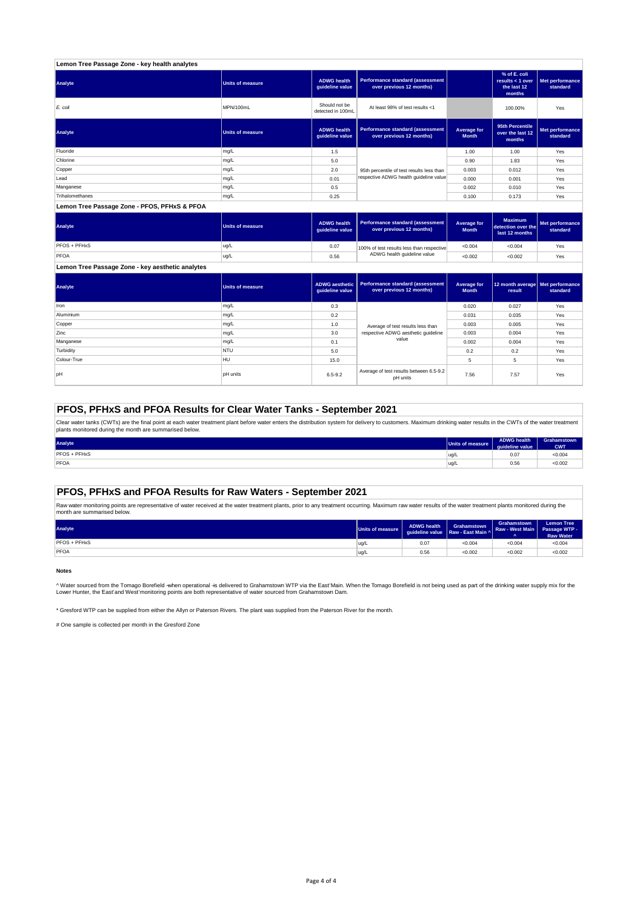## Lemon Tree Passage Zone - key health analytes

| Analyte | Units of measure | ADWG health guideline value | Performance standard (assessment over previous 12 months) | | % of E. coli results < 1 over the last 12 months | Met performance standard |
|---|---|---|---|---|---|---|
| *E. coli* | MPN/100mL | Should not be detected in 100mL | At least 98% of test results <1 | | 100.00% | Yes |

| Analyte | Units of measure | ADWG health guideline value | Performance standard (assessment over previous 12 months) | Average for Month | 95th Percentile over the last 12 months | Met performance standard |
|---|---|---|---|---|---|---|
| Fluoride | mg/L | 1.5 | 95th percentile of test results less than respective ADWG health guideline value | 1.00 | 1.00 | Yes |
| Chlorine | mg/L | 5.0 | | 0.90 | 1.83 | Yes |
| Copper | mg/L | 2.0 | | 0.003 | 0.012 | Yes |
| Lead | mg/L | 0.01 | | 0.000 | 0.001 | Yes |
| Manganese | mg/L | 0.5 | | 0.002 | 0.010 | Yes |
| Trihalomethanes | mg/L | 0.25 | | 0.100 | 0.173 | Yes |

## Lemon Tree Passage Zone - PFOS, PFHxS & PFOA

| Analyte | Units of measure | ADWG health guideline value | Performance standard (assessment over previous 12 months) | Average for Month | Maximum detection over the last 12 months | Met performance standard |
|---|---|---|---|---|---|---|
| PFOS + PFHxS | ug/L | 0.07 | 100% of test results less than respective ADWG health guideline value | <0.004 | <0.004 | Yes |
| PFOA | ug/L | 0.56 | | <0.002 | <0.002 | Yes |

## Lemon Tree Passage Zone - key aesthetic analytes

| Analyte | Units of measure | ADWG aesthetic guideline value | Performance standard (assessment over previous 12 months) | Average for Month | 12 month average result | Met performance standard |
|---|---|---|---|---|---|---|
| Iron | mg/L | 0.3 | Average of test results less than respective ADWG aesthetic guideline value | 0.020 | 0.027 | Yes |
| Aluminium | mg/L | 0.2 | | 0.031 | 0.035 | Yes |
| Copper | mg/L | 1.0 | | 0.003 | 0.005 | Yes |
| Zinc | mg/L | 3.0 | | 0.003 | 0.004 | Yes |
| Manganese | mg/L | 0.1 | | 0.002 | 0.004 | Yes |
| Turbidity | NTU | 5.0 | | 0.2 | 0.2 | Yes |
| Colour-True | HU | 15.0 | | 5 | 5 | Yes |
| pH | pH units | 6.5-9.2 | Average of test results between 6.5-9.2 pH units | 7.56 | 7.57 | Yes |

## PFOS, PFHxS and PFOA Results for Clear Water Tanks - September 2021

Clear water tanks (CWTs) are the final point at each water treatment plant before water enters the distribution system for delivery to customers. Maximum drinking water results in the CWTs of the water treatment plants monitored during the month are summarised below.

| Analyte | Units of measure | ADWG health guideline value | Grahamstown CWT |
|---|---|---|---|
| PFOS + PFHxS | ug/L | 0.07 | <0.004 |
| PFOA | ug/L | 0.56 | <0.002 |

## PFOS, PFHxS and PFOA Results for Raw Waters - September 2021

Raw water monitoring points are representative of water received at the water treatment plants, prior to any treatment occurring. Maximum raw water results of the water treatment plants monitored during the month are summarised below.

| Analyte | Units of measure | ADWG health guideline value | Grahamstown Raw - East Main ^ | Grahamstown Raw - West Main ^ | Lemon Tree Passage WTP - Raw Water |
|---|---|---|---|---|---|
| PFOS + PFHxS | ug/L | 0.07 | <0.004 | <0.004 | <0.004 |
| PFOA | ug/L | 0.56 | <0.002 | <0.002 | <0.002 |

**Notes**

^ Water sourced from the Tomago Borefield -when operational -is delivered to Grahamstown WTP via the East Main. When the Tomago Borefield is not being used as part of the drinking water supply mix for the Lower Hunter, the East and West monitoring points are both representative of water sourced from Grahamstown Dam.

* Gresford WTP can be supplied from either the Allyn or Paterson Rivers. The plant was supplied from the Paterson River for the month.

# One sample is collected per month in the Gresford Zone